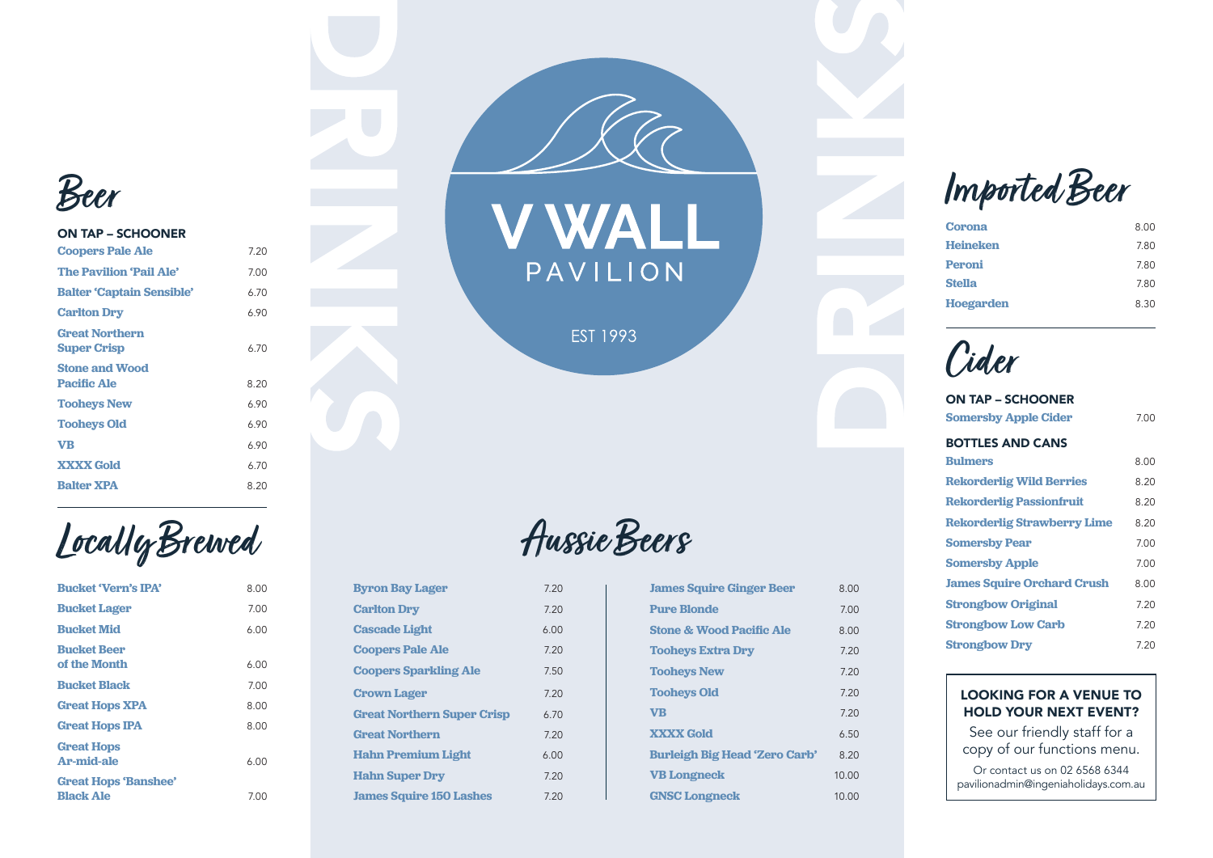# V WALL PAVILION

EST 1993

DRINKS

## Beer

**ON TAP – SCHOONER**

| Item | Price |
|---|---|
| Coopers Pale Ale | 7.20 |
| The Pavilion 'Pail Ale' | 7.00 |
| Balter 'Captain Sensible' | 6.70 |
| Carlton Dry | 6.90 |
| Great Northern Super Crisp | 6.70 |
| Stone and Wood Pacific Ale | 8.20 |
| Tooheys New | 6.90 |
| Tooheys Old | 6.90 |
| VB | 6.90 |
| XXXX Gold | 6.70 |
| Balter XPA | 8.20 |

## Locally Brewed

| Item | Price |
|---|---|
| Bucket 'Vern's IPA' | 8.00 |
| Bucket Lager | 7.00 |
| Bucket Mid | 6.00 |
| Bucket Beer of the Month | 6.00 |
| Bucket Black | 7.00 |
| Great Hops XPA | 8.00 |
| Great Hops IPA | 8.00 |
| Great Hops Ar-mid-ale | 6.00 |
| Great Hops 'Banshee' Black Ale | 7.00 |

## Aussie Beers

| Item | Price |
|---|---|
| Byron Bay Lager | 7.20 |
| Carlton Dry | 7.20 |
| Cascade Light | 6.00 |
| Coopers Pale Ale | 7.20 |
| Coopers Sparkling Ale | 7.50 |
| Crown Lager | 7.20 |
| Great Northern Super Crisp | 6.70 |
| Great Northern | 7.20 |
| Hahn Premium Light | 6.00 |
| Hahn Super Dry | 7.20 |
| James Squire 150 Lashes | 7.20 |
| James Squire Ginger Beer | 8.00 |
| Pure Blonde | 7.00 |
| Stone & Wood Pacific Ale | 8.00 |
| Tooheys Extra Dry | 7.20 |
| Tooheys New | 7.20 |
| Tooheys Old | 7.20 |
| VB | 7.20 |
| XXXX Gold | 6.50 |
| Burleigh Big Head 'Zero Carb' | 8.20 |
| VB Longneck | 10.00 |
| GNSC Longneck | 10.00 |

## Imported Beer

| Item | Price |
|---|---|
| Corona | 8.00 |
| Heineken | 7.80 |
| Peroni | 7.80 |
| Stella | 7.80 |
| Hoegarden | 8.30 |

## Cider

**ON TAP – SCHOONER**

| Item | Price |
|---|---|
| Somersby Apple Cider | 7.00 |

**BOTTLES AND CANS**

| Item | Price |
|---|---|
| Bulmers | 8.00 |
| Rekorderlig Wild Berries | 8.20 |
| Rekorderlig Passionfruit | 8.20 |
| Rekorderlig Strawberry Lime | 8.20 |
| Somersby Pear | 7.00 |
| Somersby Apple | 7.00 |
| James Squire Orchard Crush | 8.00 |
| Strongbow Original | 7.20 |
| Strongbow Low Carb | 7.20 |
| Strongbow Dry | 7.20 |

**LOOKING FOR A VENUE TO HOLD YOUR NEXT EVENT?**

See our friendly staff for a copy of our functions menu.

Or contact us on 02 6568 6344
pavilionadmin@ingeniaholidays.com.au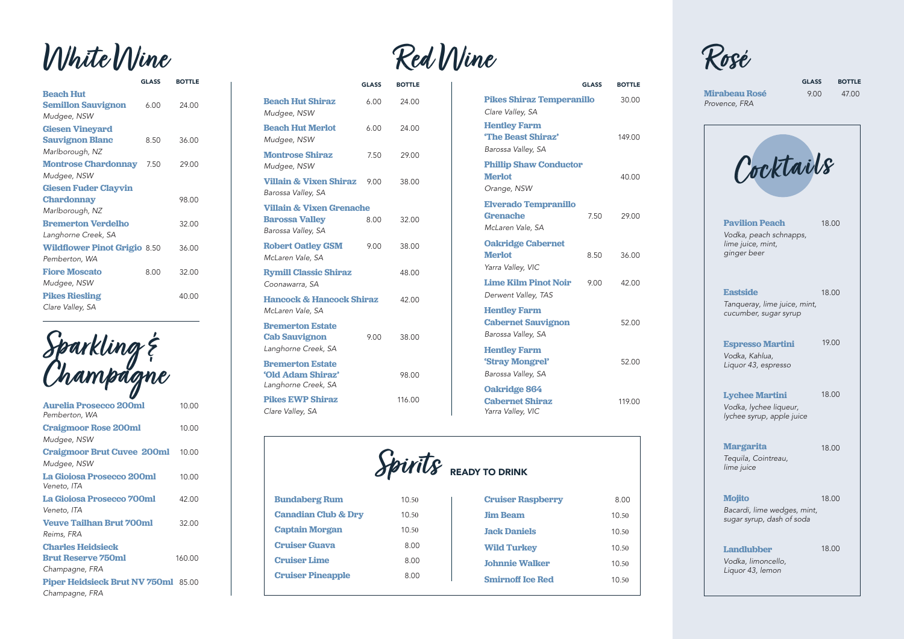# White Wine

| | GLASS | BOTTLE |
|---|---|---|
| **Beach Hut Semillon Sauvignon** *Mudgee, NSW* | 6.00 | 24.00 |
| **Giesen Vineyard Sauvignon Blanc** *Marlborough, NZ* | 8.50 | 36.00 |
| **Montrose Chardonnay** *Mudgee, NSW* | 7.50 | 29.00 |
| **Giesen Fuder Clayvin Chardonnay** *Marlborough, NZ* | | 98.00 |
| **Bremerton Verdelho** *Langhorne Creek, SA* | | 32.00 |
| **Wildflower Pinot Grigio** *Pemberton, WA* | 8.50 | 36.00 |
| **Fiore Moscato** *Mudgee, NSW* | 8.00 | 32.00 |
| **Pikes Riesling** *Clare Valley, SA* | | 40.00 |

# Sparkling & Champagne

| | |
|---|---|
| **Aurelia Prosecco 200ml** *Pemberton, WA* | 10.00 |
| **Craigmoor Rose 200ml** *Mudgee, NSW* | 10.00 |
| **Craigmoor Brut Cuvee 200ml** *Mudgee, NSW* | 10.00 |
| **La Gioiosa Prosecco 200ml** *Veneto, ITA* | 10.00 |
| **La Gioiosa Prosecco 700ml** *Veneto, ITA* | 42.00 |
| **Veuve Tailhan Brut 700ml** *Reims, FRA* | 32.00 |
| **Charles Heidsieck Brut Reserve 750ml** *Champagne, FRA* | 160.00 |
| **Piper Heidsieck Brut NV 750ml** *Champagne, FRA* | 85.00 |

# Red Wine

| | GLASS | BOTTLE |
|---|---|---|
| **Beach Hut Shiraz** *Mudgee, NSW* | 6.00 | 24.00 |
| **Beach Hut Merlot** *Mudgee, NSW* | 6.00 | 24.00 |
| **Montrose Shiraz** *Mudgee, NSW* | 7.50 | 29.00 |
| **Villain & Vixen Shiraz** *Barossa Valley, SA* | 9.00 | 38.00 |
| **Villain & Vixen Grenache Barossa Valley** *Barossa Valley, SA* | 8.00 | 32.00 |
| **Robert Oatley GSM** *McLaren Vale, SA* | 9.00 | 38.00 |
| **Rymill Classic Shiraz** *Coonawarra, SA* | | 48.00 |
| **Hancock & Hancock Shiraz** *McLaren Vale, SA* | | 42.00 |
| **Bremerton Estate Cab Sauvignon** *Langhorne Creek, SA* | 9.00 | 38.00 |
| **Bremerton Estate 'Old Adam Shiraz'** *Langhorne Creek, SA* | | 98.00 |
| **Pikes EWP Shiraz** *Clare Valley, SA* | | 116.00 |
| **Pikes Shiraz Temperanillo** *Clare Valley, SA* | | 30.00 |
| **Hentley Farm 'The Beast Shiraz'** *Barossa Valley, SA* | | 149.00 |
| **Phillip Shaw Conductor Merlot** *Orange, NSW* | | 40.00 |
| **Elverado Tempranillo Grenache** *McLaren Vale, SA* | 7.50 | 29.00 |
| **Oakridge Cabernet Merlot** *Yarra Valley, VIC* | 8.50 | 36.00 |
| **Lime Kilm Pinot Noir** *Derwent Valley, TAS* | 9.00 | 42.00 |
| **Hentley Farm Cabernet Sauvignon** *Barossa Valley, SA* | | 52.00 |
| **Hentley Farm 'Stray Mongrel'** *Barossa Valley, SA* | | 52.00 |
| **Oakridge 864 Cabernet Shiraz** *Yarra Valley, VIC* | | 119.00 |

# Spirits

**READY TO DRINK**

| | |
|---|---|
| **Bundaberg Rum** | 10.50 |
| **Canadian Club & Dry** | 10.50 |
| **Captain Morgan** | 10.50 |
| **Cruiser Guava** | 8.00 |
| **Cruiser Lime** | 8.00 |
| **Cruiser Pineapple** | 8.00 |
| **Cruiser Raspberry** | 8.00 |
| **Jim Beam** | 10.50 |
| **Jack Daniels** | 10.50 |
| **Wild Turkey** | 10.50 |
| **Johnnie Walker** | 10.50 |
| **Smirnoff Ice Red** | 10.50 |

# Rosé

| | GLASS | BOTTLE |
|---|---|---|
| **Mirabeau Rosé** *Provence, FRA* | 9.00 | 47.00 |

# Cocktails

| | |
|---|---|
| **Pavilion Peach** *Vodka, peach schnapps, lime juice, mint, ginger beer* | 18.00 |
| **Eastside** *Tanqueray, lime juice, mint, cucumber, sugar syrup* | 18.00 |
| **Espresso Martini** *Vodka, Kahlua, Liquor 43, espresso* | 19.00 |
| **Lychee Martini** *Vodka, lychee liqueur, lychee syrup, apple juice* | 18.00 |
| **Margarita** *Tequila, Cointreau, lime juice* | 18.00 |
| **Mojito** *Bacardi, lime wedges, mint, sugar syrup, dash of soda* | 18.00 |
| **Landlubber** *Vodka, limoncello, Liquor 43, lemon* | 18.00 |